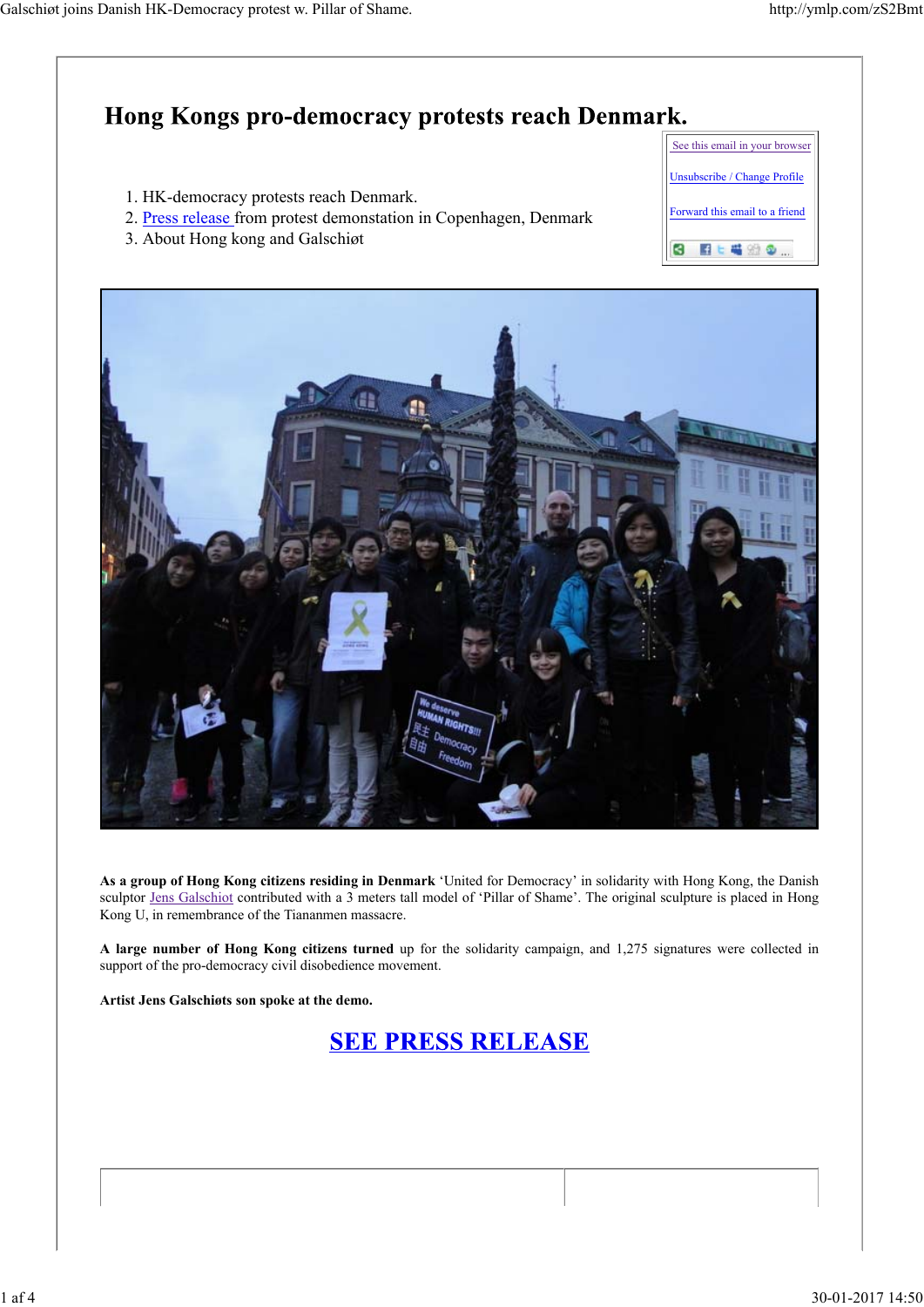# Hong Kongs pro-democracy protests reach Denmark.

See this email in your browser

Unsubscribe / Change Profile

Forward this email to a friend

1. HK-democracy protests reach Denmark.
2. Press release from protest demonstation in Copenhagen, Denmark
3. About Hong kong and Galschiøt

**As a group of Hong Kong citizens residing in Denmark** 'United for Democracy' in solidarity with Hong Kong, the Danish sculptor Jens Galschiot contributed with a 3 meters tall model of 'Pillar of Shame'. The original sculpture is placed in Hong Kong U, in remembrance of the Tiananmen massacre.

**A large number of Hong Kong citizens turned** up for the solidarity campaign, and 1,275 signatures were collected in support of the pro-democracy civil disobedience movement.

**Artist Jens Galschiøts son spoke at the demo.**

## SEE PRESS RELEASE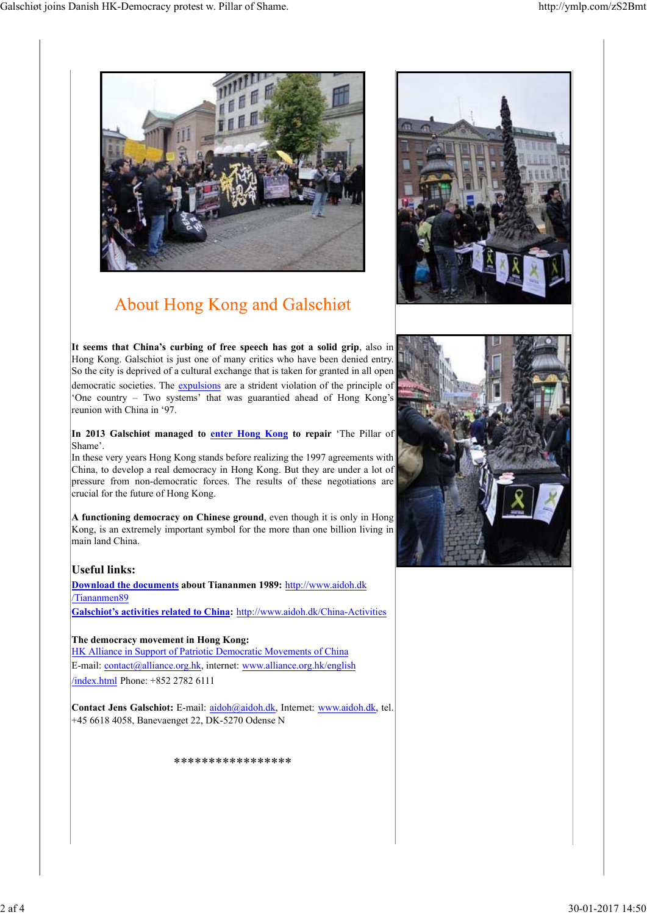## About Hong Kong and Galschiøt

**It seems that China's curbing of free speech has got a solid grip**, also in Hong Kong. Galschiot is just one of many critics who have been denied entry. So the city is deprived of a cultural exchange that is taken for granted in all open democratic societies. The expulsions are a strident violation of the principle of 'One country – Two systems' that was guarantied ahead of Hong Kong's reunion with China in '97.

**In 2013 Galschiøt managed to enter Hong Kong to repair** 'The Pillar of Shame'.
In these very years Hong Kong stands before realizing the 1997 agreements with China, to develop a real democracy in Hong Kong. But they are under a lot of pressure from non-democratic forces. The results of these negotiations are crucial for the future of Hong Kong.

**A functioning democracy on Chinese ground**, even though it is only in Hong Kong, is an extremely important symbol for the more than one billion living in main land China.

### Useful links:

**Download the documents about Tiananmen 1989:** http://www.aidoh.dk/Tiananmen89
**Galschiot's activities related to China:** http://www.aidoh.dk/China-Activities

**The democracy movement in Hong Kong:**
HK Alliance in Support of Patriotic Democratic Movements of China
E-mail: contact@alliance.org.hk, internet: www.alliance.org.hk/english/index.html Phone: +852 2782 6111

**Contact Jens Galschiot:** E-mail: aidoh@aidoh.dk, Internet: www.aidoh.dk, tel. +45 6618 4058, Banevaenget 22, DK-5270 Odense N

****************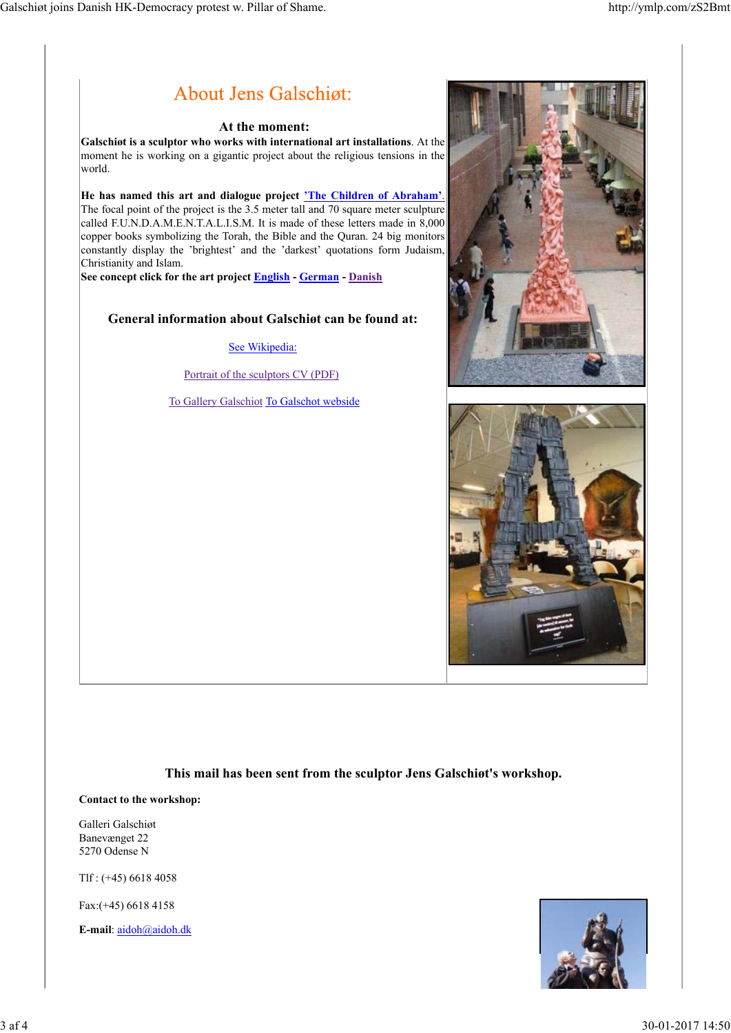## About Jens Galschiøt:

### At the moment:

**Galschiøt is a sculptor who works with international art installations**. At the moment he is working on a gigantic project about the religious tensions in the world.

**He has named this art and dialogue project 'The Children of Abraham'.** The focal point of the project is the 3.5 meter tall and 70 square meter sculpture called F.U.N.D.A.M.E.N.T.A.L.I.S.M. It is made of these letters made in 8,000 copper books symbolizing the Torah, the Bible and the Quran. 24 big monitors constantly display the 'brightest' and the 'darkest' quotations form Judaism, Christianity and Islam.
**See concept click for the art project English - German - Danish**

### General information about Galschiøt can be found at:

See Wikipedia:

Portrait of the sculptors CV (PDF)

To Gallery Galschiot To Galschot webside

**This mail has been sent from the sculptor Jens Galschiøt's workshop.**

**Contact to the workshop:**

Galleri Galschiøt
Banevænget 22
5270 Odense N

Tlf : (+45) 6618 4058

Fax:(+45) 6618 4158

**E-mail**: aidoh@aidoh.dk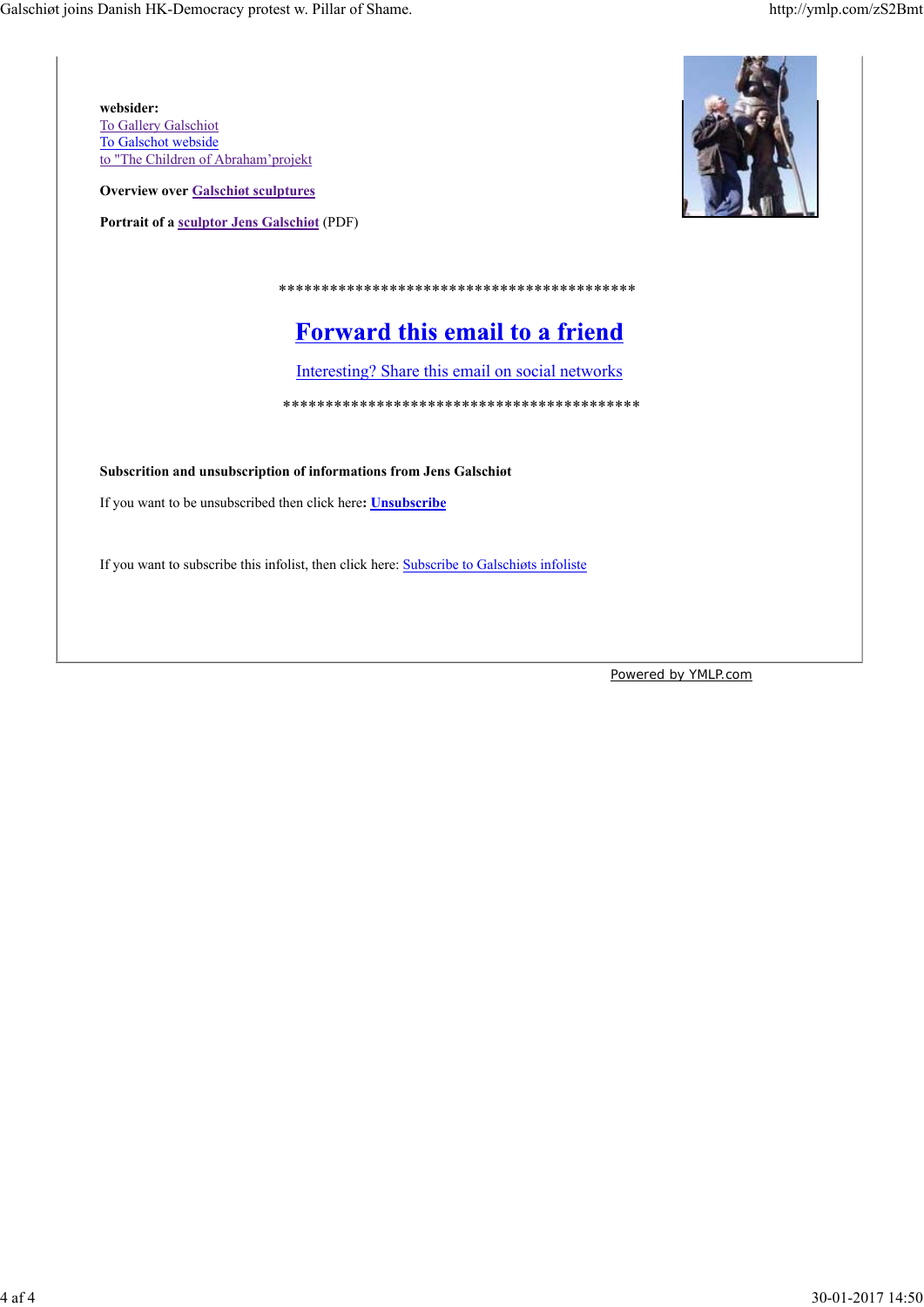**websider:**
To Gallery Galschiot
To Galschot webside
to "The Children of Abraham'projekt

**Overview over Galschiøt sculptures**

**Portrait of a sculptor Jens Galschiøt** (PDF)

*****************************************

# Forward this email to a friend

Interesting? Share this email on social networks

*****************************************

**Subscrition and unsubscription of informations from Jens Galschiøt**

If you want to be unsubscribed then click here**: Unsubscribe**

If you want to subscribe this infolist, then click here: Subscribe to Galschiøts infoliste

Powered by YMLP.com